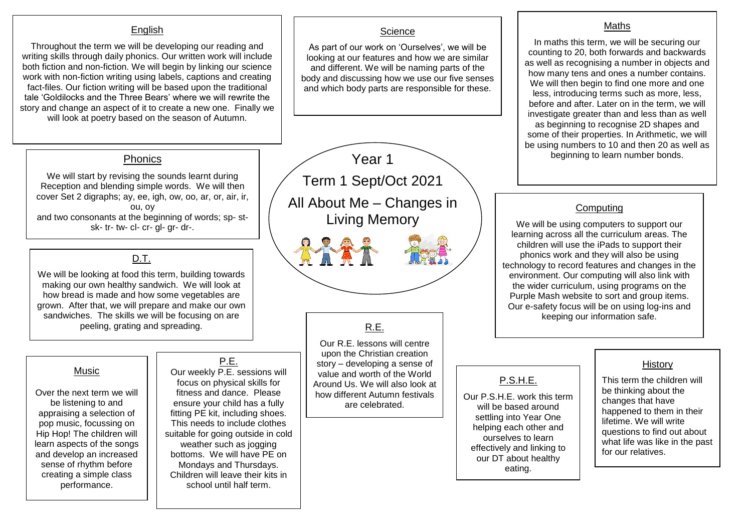# Year 1

# Term 1 Sept/Oct 2021

# All About Me – Changes in Living Memory

## English

Throughout the term we will be developing our reading and writing skills through daily phonics. Our written work will include both fiction and non-fiction. We will begin by linking our science work with non-fiction writing using labels, captions and creating fact-files. Our fiction writing will be based upon the traditional tale 'Goldilocks and the Three Bears' where we will rewrite the story and change an aspect of it to create a new one. Finally we will look at poetry based on the season of Autumn.

## Phonics

We will start by revising the sounds learnt during Reception and blending simple words. We will then cover Set 2 digraphs; ay, ee, igh, ow, oo, ar, or, air, ir, ou, oy

and two consonants at the beginning of words; sp- st- sk- tr- tw- cl- cr- gl- gr- dr-.

## D.T.

We will be looking at food this term, building towards making our own healthy sandwich. We will look at how bread is made and how some vegetables are grown. After that, we will prepare and make our own sandwiches. The skills we will be focusing on are peeling, grating and spreading.

## Music

Over the next term we will be listening to and appraising a selection of pop music, focussing on Hip Hop! The children will learn aspects of the songs and develop an increased sense of rhythm before creating a simple class performance.

## P.E.

Our weekly P.E. sessions will focus on physical skills for fitness and dance. Please ensure your child has a fully fitting PE kit, including shoes. This needs to include clothes suitable for going outside in cold weather such as jogging bottoms. We will have PE on Mondays and Thursdays. Children will leave their kits in school until half term.

## Science

As part of our work on 'Ourselves', we will be looking at our features and how we are similar and different. We will be naming parts of the body and discussing how we use our five senses and which body parts are responsible for these.

## R.E.

Our R.E. lessons will centre upon the Christian creation story – developing a sense of value and worth of the World Around Us. We will also look at how different Autumn festivals are celebrated.

## Maths

In maths this term, we will be securing our counting to 20, both forwards and backwards as well as recognising a number in objects and how many tens and ones a number contains. We will then begin to find one more and one less, introducing terms such as more, less, before and after. Later on in the term, we will investigate greater than and less than as well as beginning to recognise 2D shapes and some of their properties. In Arithmetic, we will be using numbers to 10 and then 20 as well as beginning to learn number bonds.

## Computing

We will be using computers to support our learning across all the curriculum areas. The children will use the iPads to support their phonics work and they will also be using technology to record features and changes in the environment. Our computing will also link with the wider curriculum, using programs on the Purple Mash website to sort and group items. Our e-safety focus will be on using log-ins and keeping our information safe.

## P.S.H.E.

Our P.S.H.E. work this term will be based around settling into Year One helping each other and ourselves to learn effectively and linking to our DT about healthy eating.

## History

This term the children will be thinking about the changes that have happened to them in their lifetime. We will write questions to find out about what life was like in the past for our relatives.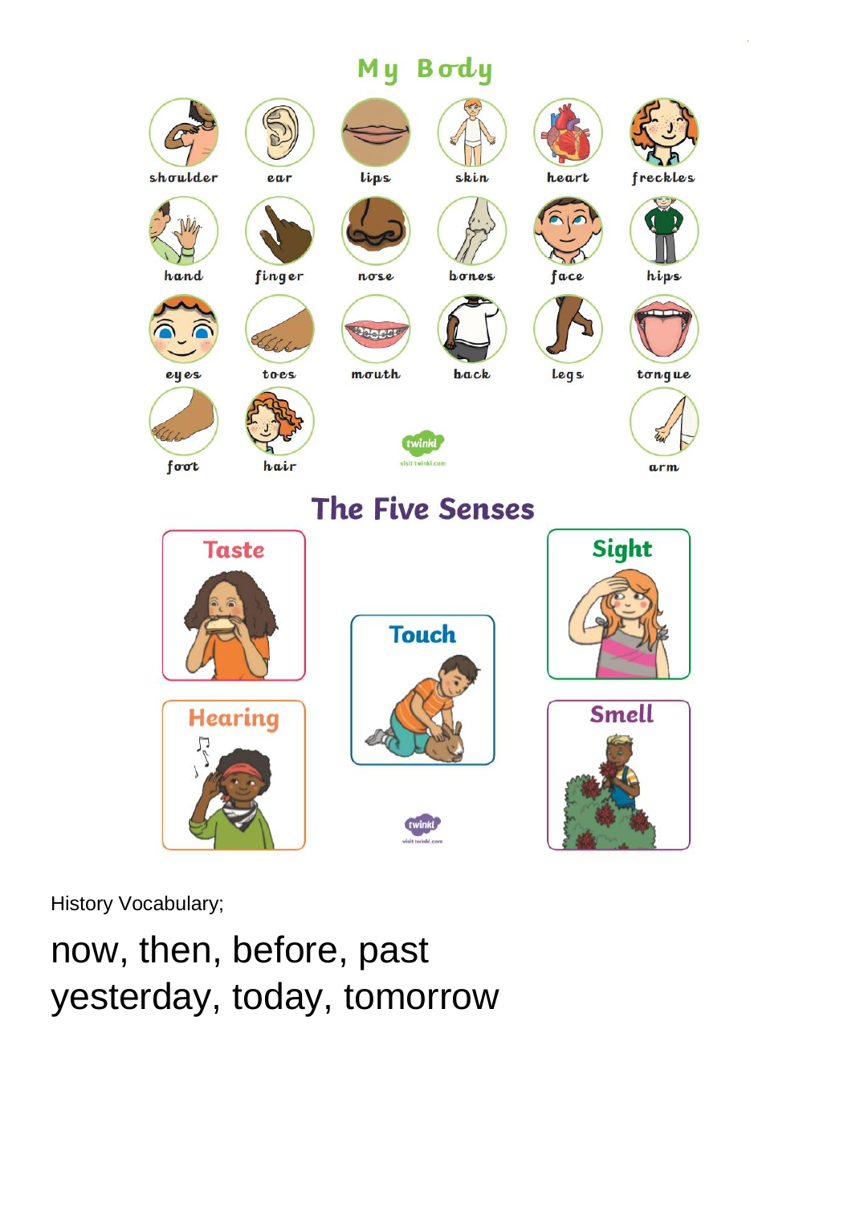## My Body

shoulder, ear, lips, skin, heart, freckles

hand, finger, nose, bones, face, hips

eyes, toes, mouth, back, legs, tongue

foot, hair, arm

twinkl
visit twinkl.com

## The Five Senses

Taste

Touch

Sight

Hearing

Smell

twinkl
visit twinkl.com

History Vocabulary;

now, then, before, past
yesterday, today, tomorrow